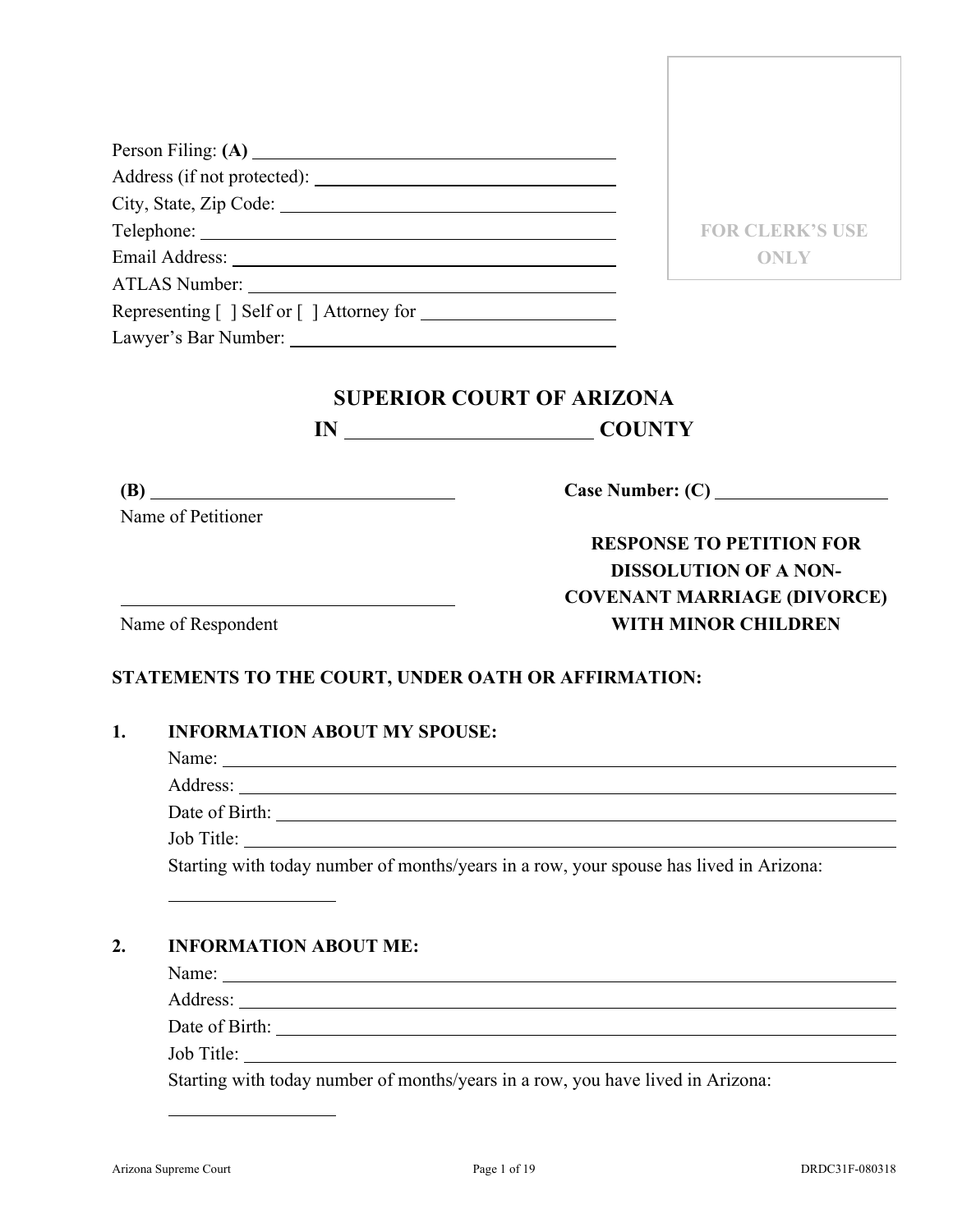Person Filing: **(A)** ______________________________
Address (if not protected): ______________________________
City, State, Zip Code: ______________________________
Telephone: ______________________________
Email Address: ______________________________
ATLAS Number: ______________________________
Representing [ ] Self or [ ] Attorney for ____________________
Lawyer's Bar Number: ______________________________

FOR CLERK'S USE ONLY

## SUPERIOR COURT OF ARIZONA
## IN ________________________ COUNTY

**(B)** ______________________________
Name of Petitioner

**Case Number: (C)** __________________

______________________________
Name of Respondent

**RESPONSE TO PETITION FOR DISSOLUTION OF A NON-COVENANT MARRIAGE (DIVORCE) WITH MINOR CHILDREN**

**STATEMENTS TO THE COURT, UNDER OATH OR AFFIRMATION:**

**1. INFORMATION ABOUT MY SPOUSE:**

Name: ______________________________
Address: ______________________________
Date of Birth: ______________________________
Job Title: ______________________________
Starting with today number of months/years in a row, your spouse has lived in Arizona:
__________________

**2. INFORMATION ABOUT ME:**

Name: ______________________________
Address: ______________________________
Date of Birth: ______________________________
Job Title: ______________________________
Starting with today number of months/years in a row, you have lived in Arizona:
__________________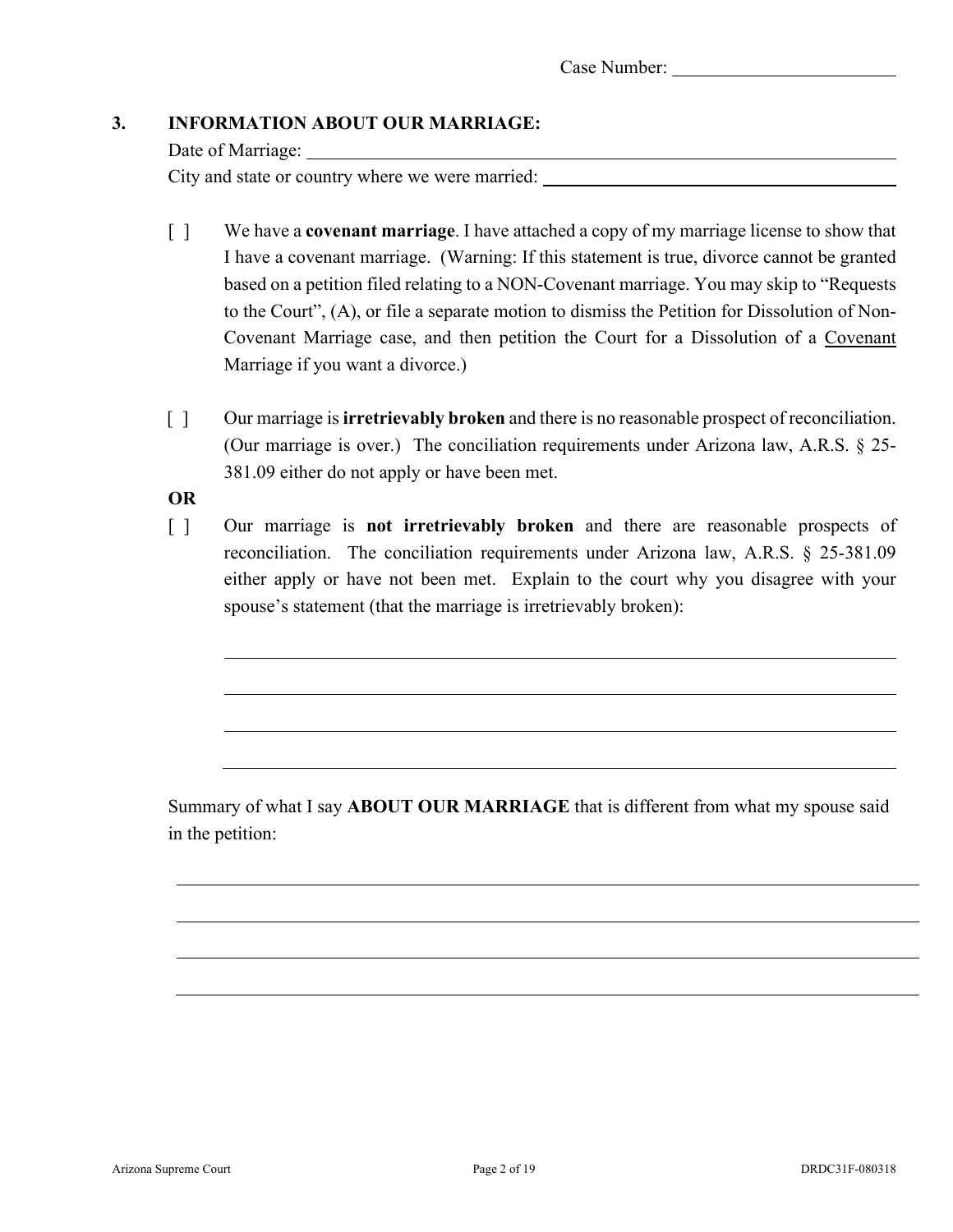Case Number: ______________________

## 3. INFORMATION ABOUT OUR MARRIAGE:

Date of Marriage: ________________________________________________

City and state or country where we were married: ______________________________

[ ] We have a **covenant marriage**. I have attached a copy of my marriage license to show that I have a covenant marriage. (Warning: If this statement is true, divorce cannot be granted based on a petition filed relating to a NON-Covenant marriage. You may skip to "Requests to the Court", (A), or file a separate motion to dismiss the Petition for Dissolution of Non-Covenant Marriage case, and then petition the Court for a Dissolution of a Covenant Marriage if you want a divorce.)

[ ] Our marriage is **irretrievably broken** and there is no reasonable prospect of reconciliation. (Our marriage is over.) The conciliation requirements under Arizona law, A.R.S. § 25-381.09 either do not apply or have been met.

**OR**

[ ] Our marriage is **not irretrievably broken** and there are reasonable prospects of reconciliation. The conciliation requirements under Arizona law, A.R.S. § 25-381.09 either apply or have not been met. Explain to the court why you disagree with your spouse's statement (that the marriage is irretrievably broken):

______________________________________________________________

______________________________________________________________

______________________________________________________________

______________________________________________________________

Summary of what I say **ABOUT OUR MARRIAGE** that is different from what my spouse said in the petition:

______________________________________________________________

______________________________________________________________

______________________________________________________________

______________________________________________________________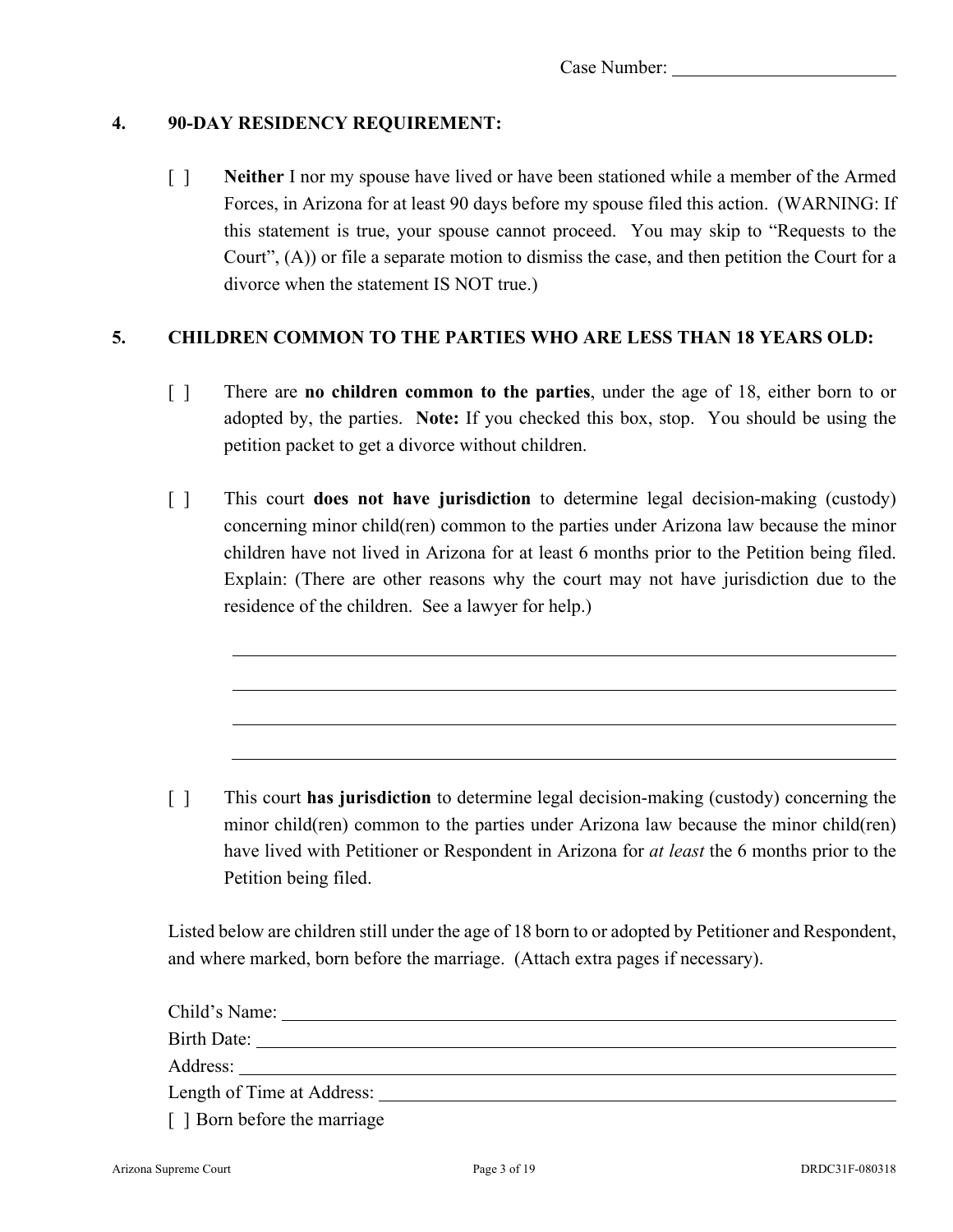Case Number: ____________________

## 4. 90-DAY RESIDENCY REQUIREMENT:

[ ] **Neither** I nor my spouse have lived or have been stationed while a member of the Armed Forces, in Arizona for at least 90 days before my spouse filed this action. (WARNING: If this statement is true, your spouse cannot proceed. You may skip to "Requests to the Court", (A)) or file a separate motion to dismiss the case, and then petition the Court for a divorce when the statement IS NOT true.)

## 5. CHILDREN COMMON TO THE PARTIES WHO ARE LESS THAN 18 YEARS OLD:

[ ] There are **no children common to the parties**, under the age of 18, either born to or adopted by, the parties. **Note:** If you checked this box, stop. You should be using the petition packet to get a divorce without children.

[ ] This court **does not have jurisdiction** to determine legal decision-making (custody) concerning minor child(ren) common to the parties under Arizona law because the minor children have not lived in Arizona for at least 6 months prior to the Petition being filed. Explain: (There are other reasons why the court may not have jurisdiction due to the residence of the children. See a lawyer for help.)

____________________________________________________________

____________________________________________________________

____________________________________________________________

____________________________________________________________

[ ] This court **has jurisdiction** to determine legal decision-making (custody) concerning the minor child(ren) common to the parties under Arizona law because the minor child(ren) have lived with Petitioner or Respondent in Arizona for *at least* the 6 months prior to the Petition being filed.

Listed below are children still under the age of 18 born to or adopted by Petitioner and Respondent, and where marked, born before the marriage. (Attach extra pages if necessary).

Child's Name: ____________________________________________

Birth Date: ______________________________________________

Address: ________________________________________________

Length of Time at Address: _________________________________

[ ] Born before the marriage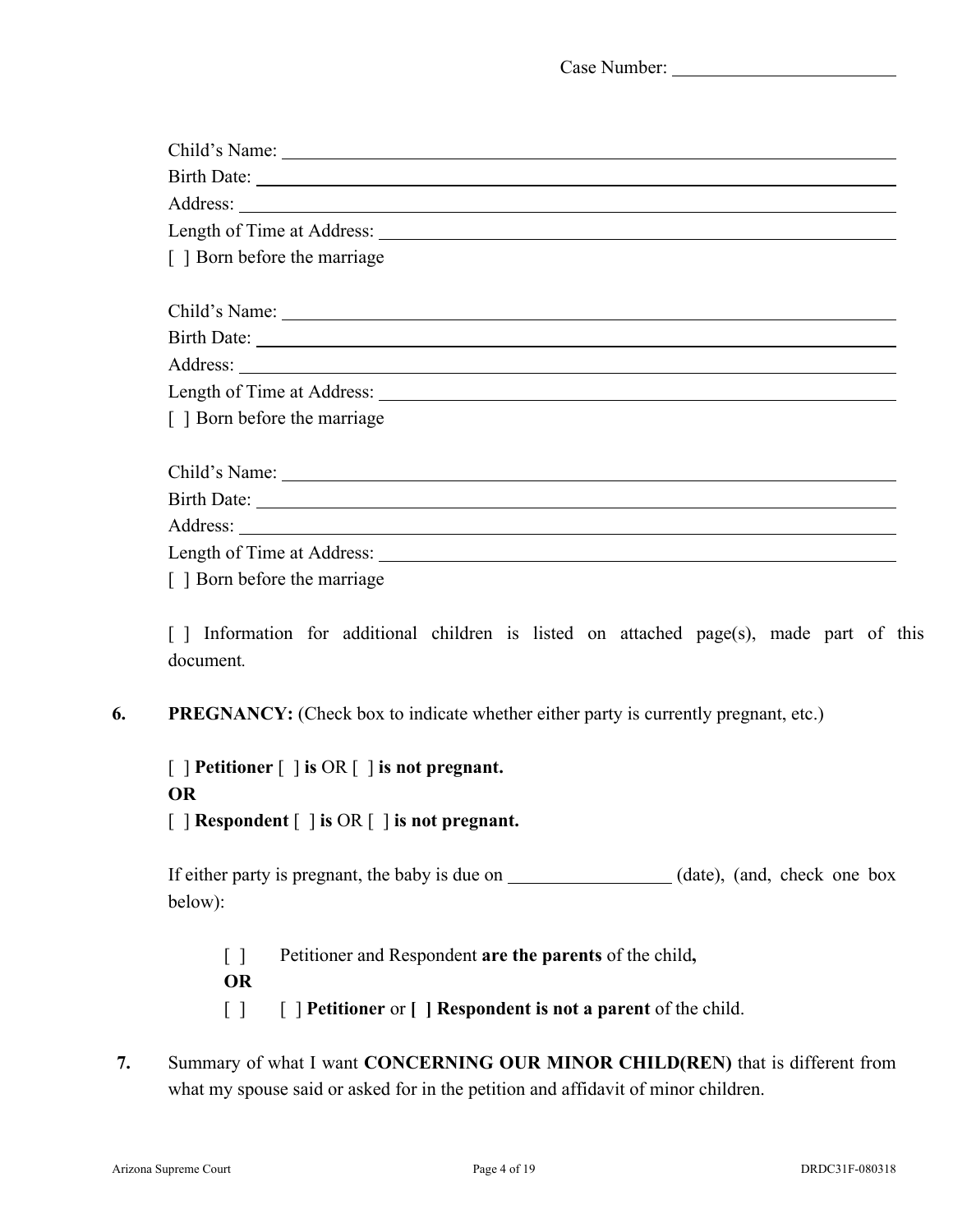Case Number: ______________________

Child's Name: ______________________
Birth Date: ______________________
Address: ______________________
Length of Time at Address: ______________________
[ ] Born before the marriage

Child's Name: ______________________
Birth Date: ______________________
Address: ______________________
Length of Time at Address: ______________________
[ ] Born before the marriage

Child's Name: ______________________
Birth Date: ______________________
Address: ______________________
Length of Time at Address: ______________________
[ ] Born before the marriage

[ ] Information for additional children is listed on attached page(s), made part of this document.

**6.** **PREGNANCY:** (Check box to indicate whether either party is currently pregnant, etc.)

[ ] **Petitioner** [ ] **is** OR [ ] **is not pregnant.**
**OR**
[ ] **Respondent** [ ] **is** OR [ ] **is not pregnant.**

If either party is pregnant, the baby is due on _________________ (date), (and, check one box below):

[ ] Petitioner and Respondent **are the parents** of the child**,**
**OR**
[ ] [ ] **Petitioner** or **[ ] Respondent is not a parent** of the child.

**7.** Summary of what I want **CONCERNING OUR MINOR CHILD(REN)** that is different from what my spouse said or asked for in the petition and affidavit of minor children.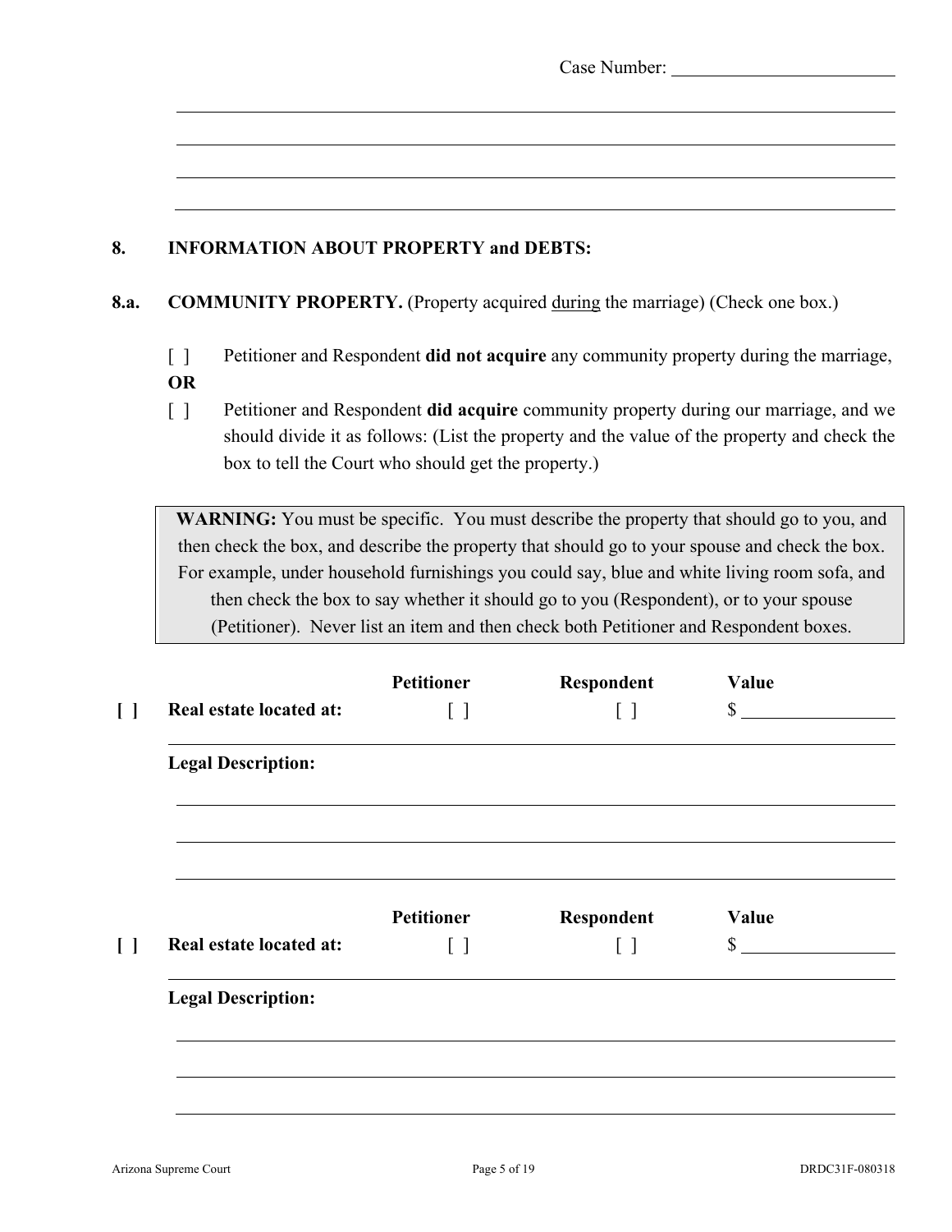Case Number: ________________________

_______________________________________________

_______________________________________________

_______________________________________________

_______________________________________________

**8. INFORMATION ABOUT PROPERTY and DEBTS:**

**8.a. COMMUNITY PROPERTY.** (Property acquired during the marriage) (Check one box.)

[ ] Petitioner and Respondent **did not acquire** any community property during the marriage,
**OR**

[ ] Petitioner and Respondent **did acquire** community property during our marriage, and we should divide it as follows: (List the property and the value of the property and check the box to tell the Court who should get the property.)

> **WARNING:** You must be specific. You must describe the property that should go to you, and then check the box, and describe the property that should go to your spouse and check the box. For example, under household furnishings you could say, blue and white living room sofa, and then check the box to say whether it should go to you (Respondent), or to your spouse (Petitioner). Never list an item and then check both Petitioner and Respondent boxes.

| | | Petitioner | Respondent | Value |
|---|---|---|---|---|
| [ ] | **Real estate located at:** | [ ] | [ ] | $ ____________ |

_______________________________________________

**Legal Description:**

_______________________________________________

_______________________________________________

_______________________________________________

| | | Petitioner | Respondent | Value |
|---|---|---|---|---|
| [ ] | **Real estate located at:** | [ ] | [ ] | $ ____________ |

_______________________________________________

**Legal Description:**

_______________________________________________

_______________________________________________

_______________________________________________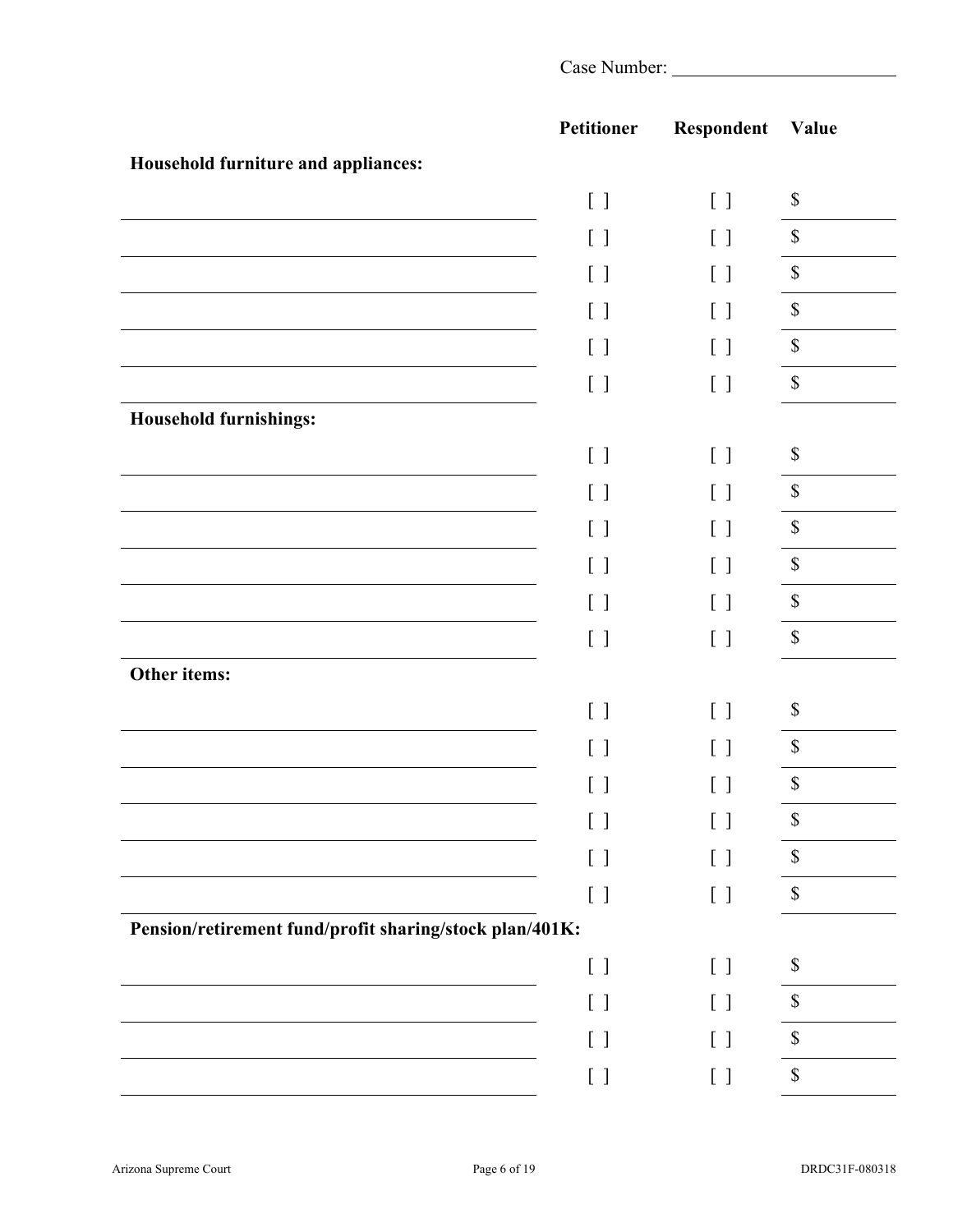Case Number: ________________________

| | Petitioner | Respondent | Value |
|---|---|---|---|
| **Household furniture and appliances:** | | | |
| | [ ] | [ ] | $ |
| | [ ] | [ ] | $ |
| | [ ] | [ ] | $ |
| | [ ] | [ ] | $ |
| | [ ] | [ ] | $ |
| | [ ] | [ ] | $ |
| **Household furnishings:** | | | |
| | [ ] | [ ] | $ |
| | [ ] | [ ] | $ |
| | [ ] | [ ] | $ |
| | [ ] | [ ] | $ |
| | [ ] | [ ] | $ |
| | [ ] | [ ] | $ |
| **Other items:** | | | |
| | [ ] | [ ] | $ |
| | [ ] | [ ] | $ |
| | [ ] | [ ] | $ |
| | [ ] | [ ] | $ |
| | [ ] | [ ] | $ |
| | [ ] | [ ] | $ |
| **Pension/retirement fund/profit sharing/stock plan/401K:** | | | |
| | [ ] | [ ] | $ |
| | [ ] | [ ] | $ |
| | [ ] | [ ] | $ |
| | [ ] | [ ] | $ |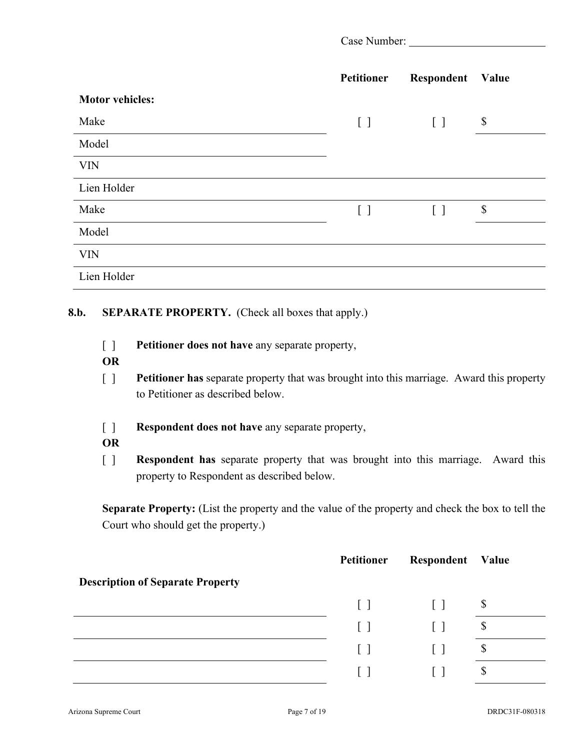Case Number: ________________

| | Petitioner | Respondent | Value |
|---|---|---|---|
| **Motor vehicles:** | | | |
| Make | [ ] | [ ] | $ |
| Model | | | |
| VIN | | | |
| Lien Holder | | | |
| Make | [ ] | [ ] | $ |
| Model | | | |
| VIN | | | |
| Lien Holder | | | |

**8.b. SEPARATE PROPERTY.** (Check all boxes that apply.)

[ ] **Petitioner does not have** any separate property,

**OR**

[ ] **Petitioner has** separate property that was brought into this marriage. Award this property to Petitioner as described below.

[ ] **Respondent does not have** any separate property,

**OR**

[ ] **Respondent has** separate property that was brought into this marriage. Award this property to Respondent as described below.

**Separate Property:** (List the property and the value of the property and check the box to tell the Court who should get the property.)

| **Description of Separate Property** | Petitioner | Respondent | Value |
|---|---|---|---|
| | [ ] | [ ] | $ |
| | [ ] | [ ] | $ |
| | [ ] | [ ] | $ |
| | [ ] | [ ] | $ |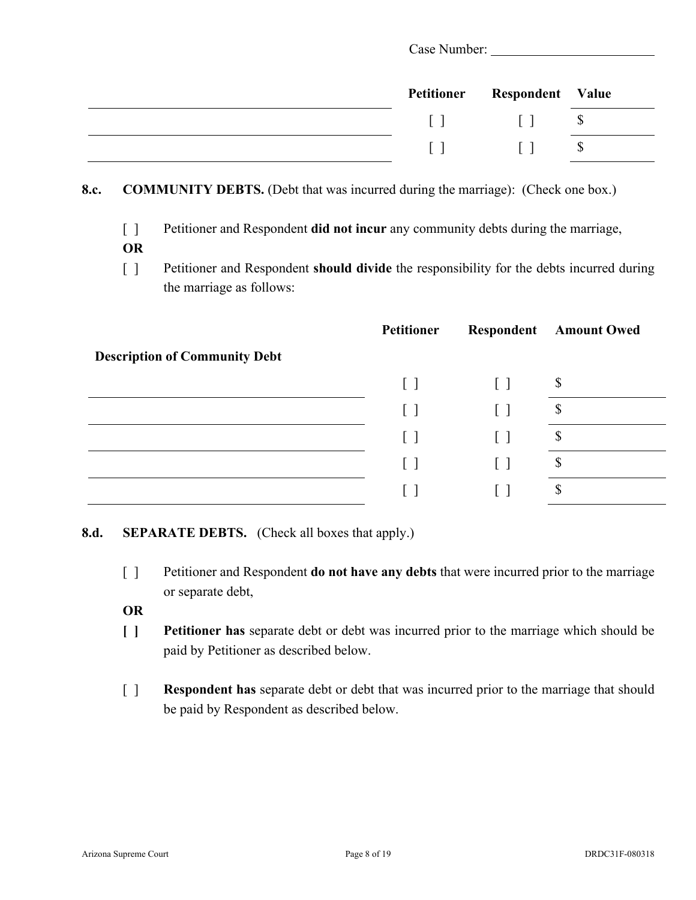Case Number: ________________________

| | Petitioner | Respondent | Value |
|---|---|---|---|
| | [ ] | [ ] | $ |
| | [ ] | [ ] | $ |

**8.c. COMMUNITY DEBTS.** (Debt that was incurred during the marriage): (Check one box.)

[ ] Petitioner and Respondent **did not incur** any community debts during the marriage,

**OR**

[ ] Petitioner and Respondent **should divide** the responsibility for the debts incurred during the marriage as follows:

| Description of Community Debt | Petitioner | Respondent | Amount Owed |
|---|---|---|---|
| | [ ] | [ ] | $ |
| | [ ] | [ ] | $ |
| | [ ] | [ ] | $ |
| | [ ] | [ ] | $ |
| | [ ] | [ ] | $ |

**8.d. SEPARATE DEBTS.** (Check all boxes that apply.)

[ ] Petitioner and Respondent **do not have any debts** that were incurred prior to the marriage or separate debt,

**OR**

**[ ] Petitioner has** separate debt or debt was incurred prior to the marriage which should be paid by Petitioner as described below.

[ ] **Respondent has** separate debt or debt that was incurred prior to the marriage that should be paid by Respondent as described below.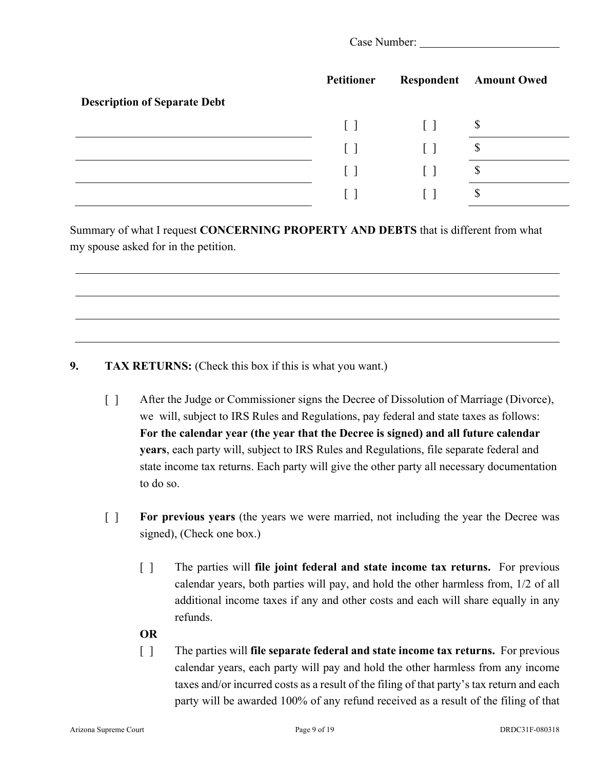Case Number: ____________________

| Description of Separate Debt | Petitioner | Respondent | Amount Owed |
|---|---|---|---|
| | [ ] | [ ] | $ |
| | [ ] | [ ] | $ |
| | [ ] | [ ] | $ |
| | [ ] | [ ] | $ |

Summary of what I request **CONCERNING PROPERTY AND DEBTS** that is different from what my spouse asked for in the petition.

_______________________________________________________________________________

_______________________________________________________________________________

_______________________________________________________________________________

_______________________________________________________________________________

**9. TAX RETURNS:** (Check this box if this is what you want.)

[ ] After the Judge or Commissioner signs the Decree of Dissolution of Marriage (Divorce), we will, subject to IRS Rules and Regulations, pay federal and state taxes as follows: **For the calendar year (the year that the Decree is signed) and all future calendar years**, each party will, subject to IRS Rules and Regulations, file separate federal and state income tax returns. Each party will give the other party all necessary documentation to do so.

[ ] **For previous years** (the years we were married, not including the year the Decree was signed), (Check one box.)

[ ] The parties will **file joint federal and state income tax returns.** For previous calendar years, both parties will pay, and hold the other harmless from, 1/2 of all additional income taxes if any and other costs and each will share equally in any refunds.

**OR**

[ ] The parties will **file separate federal and state income tax returns.** For previous calendar years, each party will pay and hold the other harmless from any income taxes and/or incurred costs as a result of the filing of that party's tax return and each party will be awarded 100% of any refund received as a result of the filing of that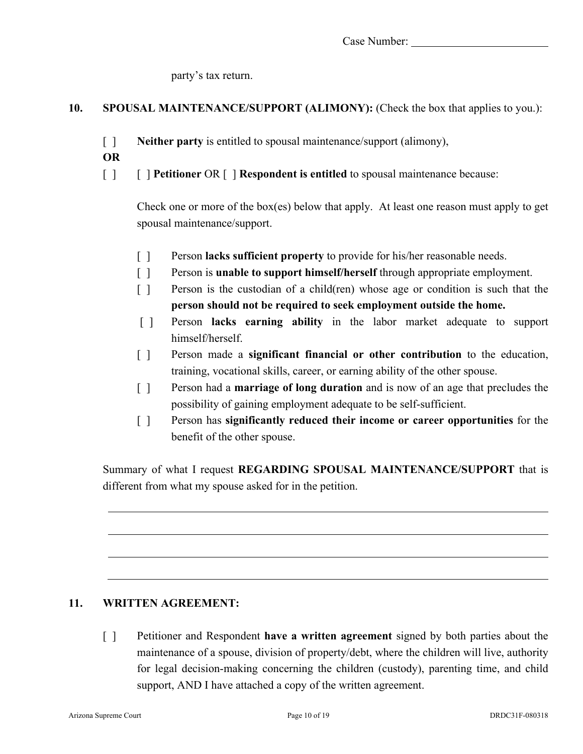party's tax return.

**10. SPOUSAL MAINTENANCE/SUPPORT (ALIMONY):** (Check the box that applies to you.):

[ ] **Neither party** is entitled to spousal maintenance/support (alimony),

**OR**

[ ] [ ] **Petitioner** OR [ ] **Respondent is entitled** to spousal maintenance because:

Check one or more of the box(es) below that apply. At least one reason must apply to get spousal maintenance/support.

- [ ] Person **lacks sufficient property** to provide for his/her reasonable needs.
- [ ] Person is **unable to support himself/herself** through appropriate employment.
- [ ] Person is the custodian of a child(ren) whose age or condition is such that the **person should not be required to seek employment outside the home.**
- [ ] Person **lacks earning ability** in the labor market adequate to support himself/herself.
- [ ] Person made a **significant financial or other contribution** to the education, training, vocational skills, career, or earning ability of the other spouse.
- [ ] Person had a **marriage of long duration** and is now of an age that precludes the possibility of gaining employment adequate to be self-sufficient.
- [ ] Person has **significantly reduced their income or career opportunities** for the benefit of the other spouse.

Summary of what I request **REGARDING SPOUSAL MAINTENANCE/SUPPORT** that is different from what my spouse asked for in the petition.

\_\_\_\_\_\_\_\_\_\_\_\_\_\_\_\_\_\_\_\_\_\_\_\_\_\_\_\_\_\_\_\_\_\_\_\_\_\_\_\_\_\_\_\_\_\_\_\_\_\_\_\_\_\_\_\_\_\_\_\_\_\_\_\_\_\_\_\_\_\_

\_\_\_\_\_\_\_\_\_\_\_\_\_\_\_\_\_\_\_\_\_\_\_\_\_\_\_\_\_\_\_\_\_\_\_\_\_\_\_\_\_\_\_\_\_\_\_\_\_\_\_\_\_\_\_\_\_\_\_\_\_\_\_\_\_\_\_\_\_\_

\_\_\_\_\_\_\_\_\_\_\_\_\_\_\_\_\_\_\_\_\_\_\_\_\_\_\_\_\_\_\_\_\_\_\_\_\_\_\_\_\_\_\_\_\_\_\_\_\_\_\_\_\_\_\_\_\_\_\_\_\_\_\_\_\_\_\_\_\_\_

\_\_\_\_\_\_\_\_\_\_\_\_\_\_\_\_\_\_\_\_\_\_\_\_\_\_\_\_\_\_\_\_\_\_\_\_\_\_\_\_\_\_\_\_\_\_\_\_\_\_\_\_\_\_\_\_\_\_\_\_\_\_\_\_\_\_\_\_\_\_

**11. WRITTEN AGREEMENT:**

[ ] Petitioner and Respondent **have a written agreement** signed by both parties about the maintenance of a spouse, division of property/debt, where the children will live, authority for legal decision-making concerning the children (custody), parenting time, and child support, AND I have attached a copy of the written agreement.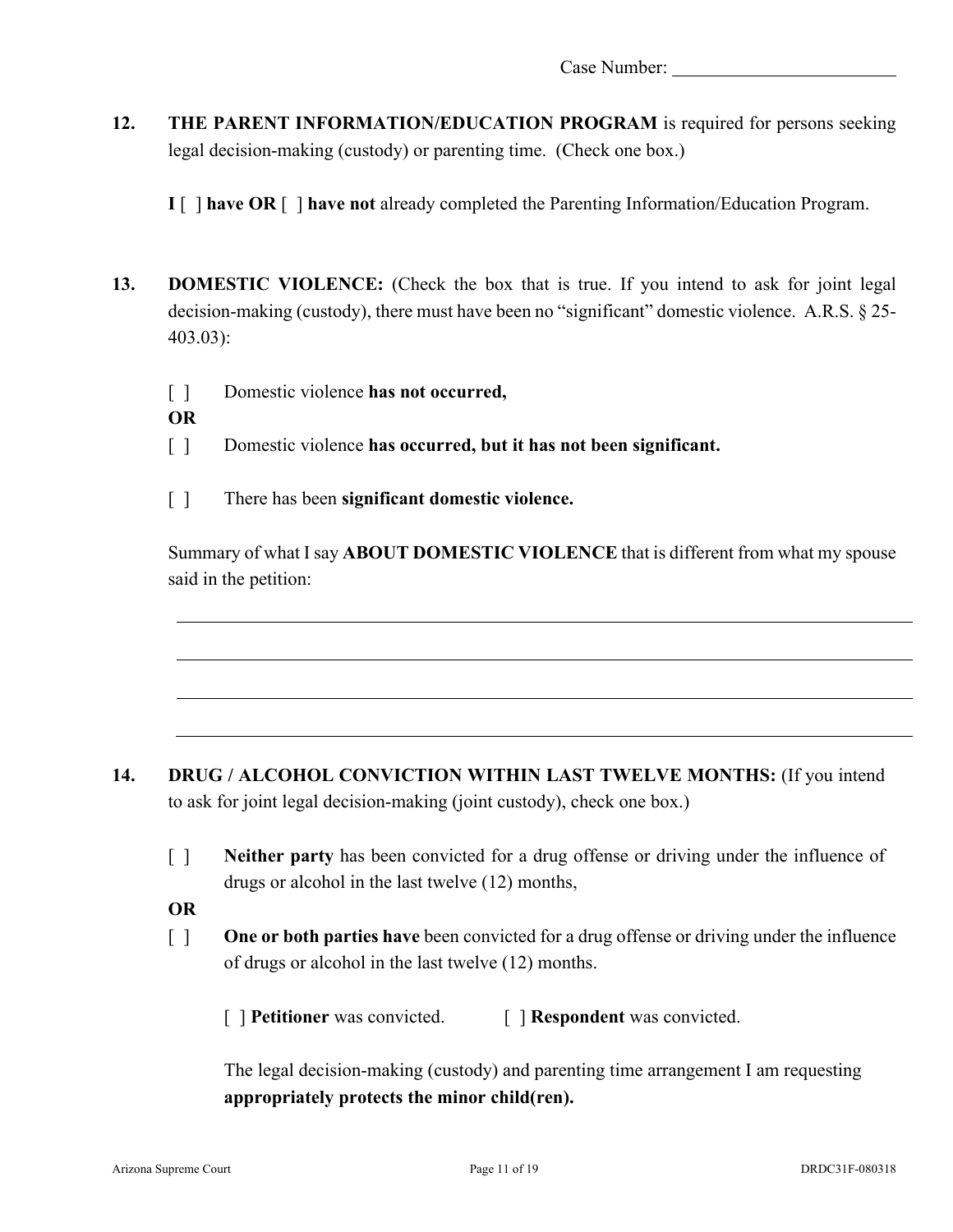Case Number: ________________________

**12.** **THE PARENT INFORMATION/EDUCATION PROGRAM** is required for persons seeking legal decision-making (custody) or parenting time. (Check one box.)

**I** [ ] **have OR** [ ] **have not** already completed the Parenting Information/Education Program.

**13.** **DOMESTIC VIOLENCE:** (Check the box that is true. If you intend to ask for joint legal decision-making (custody), there must have been no "significant" domestic violence. A.R.S. § 25-403.03):

[ ] Domestic violence **has not occurred,**

**OR**

[ ] Domestic violence **has occurred, but it has not been significant.**

[ ] There has been **significant domestic violence.**

Summary of what I say **ABOUT DOMESTIC VIOLENCE** that is different from what my spouse said in the petition:

______________________________________________________________________________

______________________________________________________________________________

______________________________________________________________________________

______________________________________________________________________________

**14.** **DRUG / ALCOHOL CONVICTION WITHIN LAST TWELVE MONTHS:** (If you intend to ask for joint legal decision-making (joint custody), check one box.)

[ ] **Neither party** has been convicted for a drug offense or driving under the influence of drugs or alcohol in the last twelve (12) months,

**OR**

[ ] **One or both parties have** been convicted for a drug offense or driving under the influence of drugs or alcohol in the last twelve (12) months.

[ ] **Petitioner** was convicted. [ ] **Respondent** was convicted.

The legal decision-making (custody) and parenting time arrangement I am requesting **appropriately protects the minor child(ren).**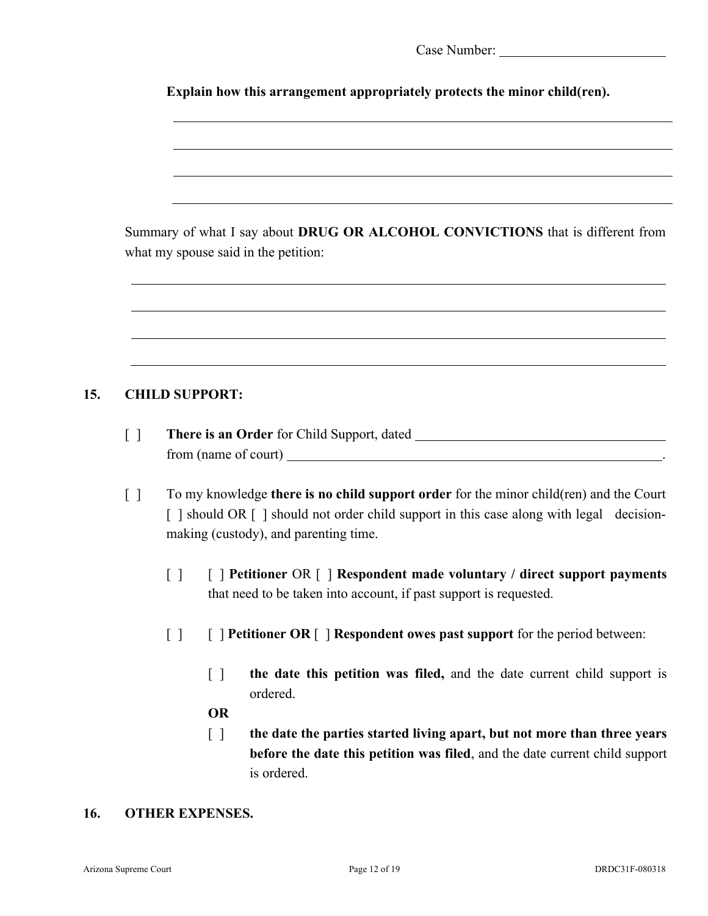Case Number: ______________________

**Explain how this arrangement appropriately protects the minor child(ren).**

______________________________________________________________________

______________________________________________________________________

______________________________________________________________________

______________________________________________________________________

Summary of what I say about **DRUG OR ALCOHOL CONVICTIONS** that is different from what my spouse said in the petition:

______________________________________________________________________

______________________________________________________________________

______________________________________________________________________

______________________________________________________________________

**15. CHILD SUPPORT:**

[ ] **There is an Order** for Child Support, dated ______________________ from (name of court) ______________________.

[ ] To my knowledge **there is no child support order** for the minor child(ren) and the Court [ ] should OR [ ] should not order child support in this case along with legal decision-making (custody), and parenting time.

[ ] [ ] **Petitioner** OR [ ] **Respondent made voluntary / direct support payments** that need to be taken into account, if past support is requested.

[ ] [ ] **Petitioner OR** [ ] **Respondent owes past support** for the period between:

[ ] **the date this petition was filed,** and the date current child support is ordered.

**OR**

[ ] **the date the parties started living apart, but not more than three years before the date this petition was filed**, and the date current child support is ordered.

**16. OTHER EXPENSES.**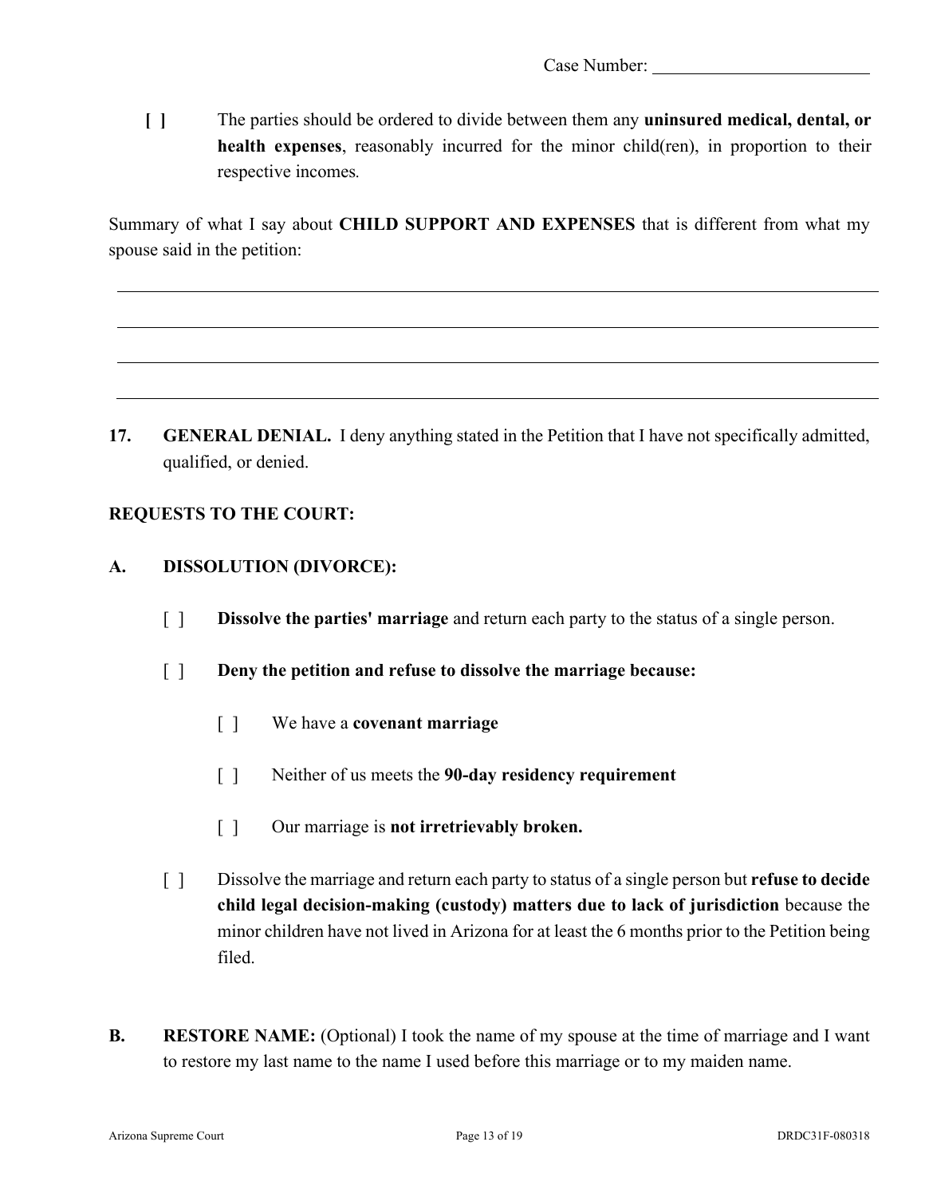Case Number: ________________________

**[ ]** The parties should be ordered to divide between them any **uninsured medical, dental, or health expenses**, reasonably incurred for the minor child(ren), in proportion to their respective incomes.

Summary of what I say about **CHILD SUPPORT AND EXPENSES** that is different from what my spouse said in the petition:

______________________________________________________________________________

______________________________________________________________________________

______________________________________________________________________________

______________________________________________________________________________

**17. GENERAL DENIAL.** I deny anything stated in the Petition that I have not specifically admitted, qualified, or denied.

**REQUESTS TO THE COURT:**

**A. DISSOLUTION (DIVORCE):**

[ ] **Dissolve the parties' marriage** and return each party to the status of a single person.

[ ] **Deny the petition and refuse to dissolve the marriage because:**

- [ ] We have a **covenant marriage**
- [ ] Neither of us meets the **90-day residency requirement**
- [ ] Our marriage is **not irretrievably broken.**

[ ] Dissolve the marriage and return each party to status of a single person but **refuse to decide child legal decision-making (custody) matters due to lack of jurisdiction** because the minor children have not lived in Arizona for at least the 6 months prior to the Petition being filed.

**B. RESTORE NAME:** (Optional) I took the name of my spouse at the time of marriage and I want to restore my last name to the name I used before this marriage or to my maiden name.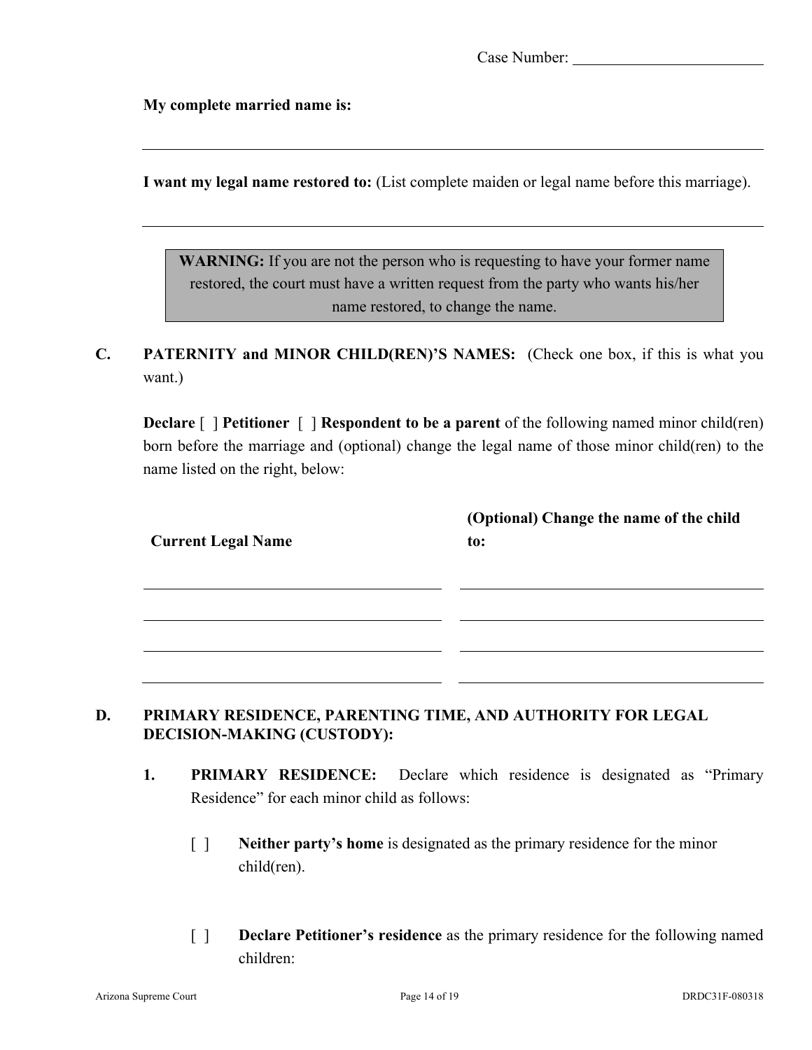Case Number: \_\_\_\_\_\_\_\_\_\_\_\_\_\_\_\_\_\_\_\_\_\_\_\_

**My complete married name is:**

\_\_\_\_\_\_\_\_\_\_\_\_\_\_\_\_\_\_\_\_\_\_\_\_\_\_\_\_\_\_\_\_\_\_\_\_\_\_\_\_\_\_\_\_\_\_\_\_\_\_\_\_\_\_\_\_\_\_\_\_

**I want my legal name restored to:** (List complete maiden or legal name before this marriage).

\_\_\_\_\_\_\_\_\_\_\_\_\_\_\_\_\_\_\_\_\_\_\_\_\_\_\_\_\_\_\_\_\_\_\_\_\_\_\_\_\_\_\_\_\_\_\_\_\_\_\_\_\_\_\_\_\_\_\_\_

> **WARNING:** If you are not the person who is requesting to have your former name restored, the court must have a written request from the party who wants his/her name restored, to change the name.

**C. PATERNITY and MINOR CHILD(REN)'S NAMES:** (Check one box, if this is what you want.)

**Declare** [ ] **Petitioner** [ ] **Respondent to be a parent** of the following named minor child(ren) born before the marriage and (optional) change the legal name of those minor child(ren) to the name listed on the right, below:

| Current Legal Name | (Optional) Change the name of the child to: |
|---|---|
| | |
| | |
| | |
| | |

**D. PRIMARY RESIDENCE, PARENTING TIME, AND AUTHORITY FOR LEGAL DECISION-MAKING (CUSTODY):**

1. **PRIMARY RESIDENCE:** Declare which residence is designated as "Primary Residence" for each minor child as follows:

   [ ] **Neither party's home** is designated as the primary residence for the minor child(ren).

   [ ] **Declare Petitioner's residence** as the primary residence for the following named children: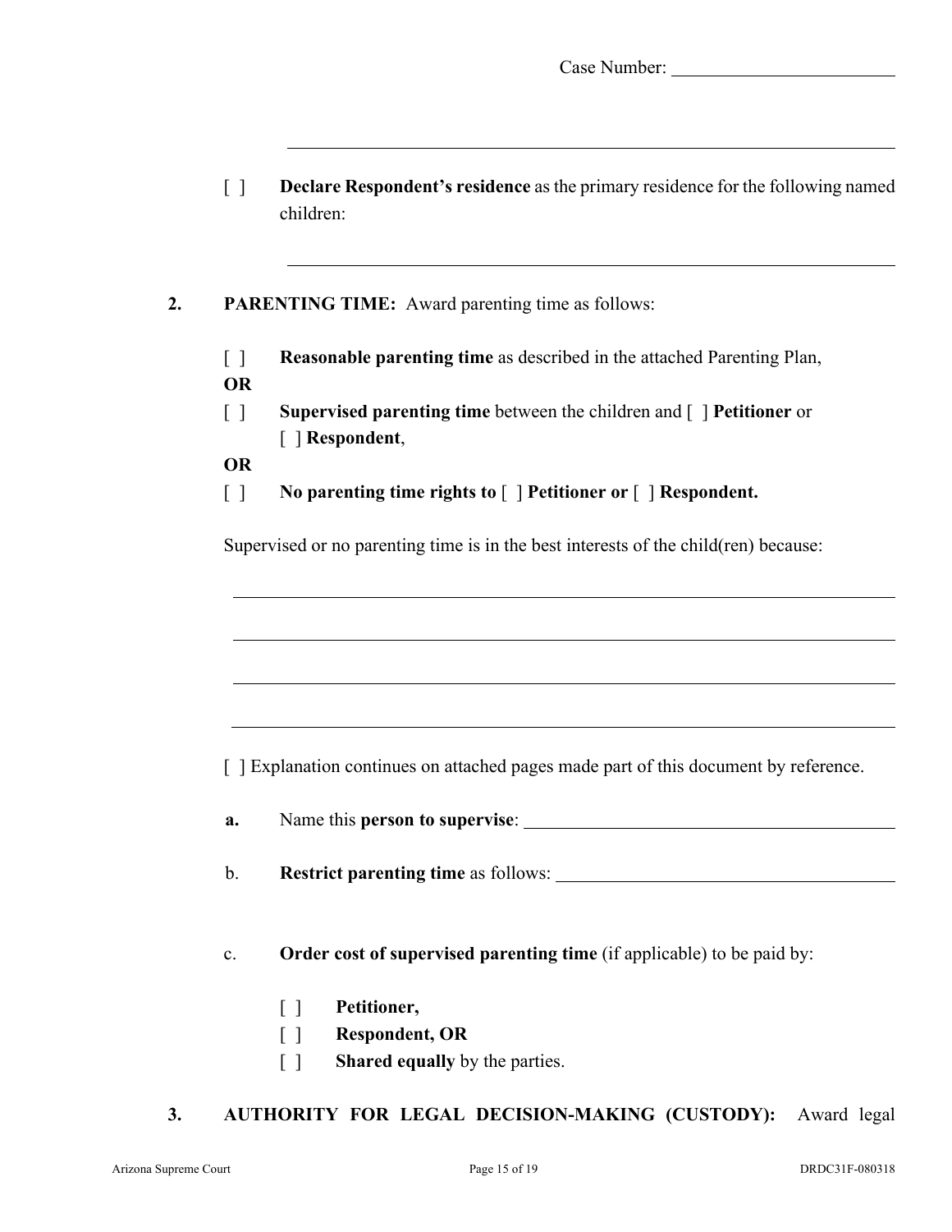Case Number: ______________________

______________________________________________________________

[ ] **Declare Respondent's residence** as the primary residence for the following named children:

______________________________________________________________

**2. PARENTING TIME:** Award parenting time as follows:

[ ] **Reasonable parenting time** as described in the attached Parenting Plan,

**OR**

[ ] **Supervised parenting time** between the children and [ ] **Petitioner** or [ ] **Respondent**,

**OR**

[ ] **No parenting time rights to** [ ] **Petitioner or** [ ] **Respondent.**

Supervised or no parenting time is in the best interests of the child(ren) because:

______________________________________________________________

______________________________________________________________

______________________________________________________________

______________________________________________________________

[ ] Explanation continues on attached pages made part of this document by reference.

**a.** Name this **person to supervise**: ______________________________

b. **Restrict parenting time** as follows: ______________________________

c. **Order cost of supervised parenting time** (if applicable) to be paid by:

[ ] **Petitioner,**
[ ] **Respondent, OR**
[ ] **Shared equally** by the parties.

**3. AUTHORITY FOR LEGAL DECISION-MAKING (CUSTODY):** Award legal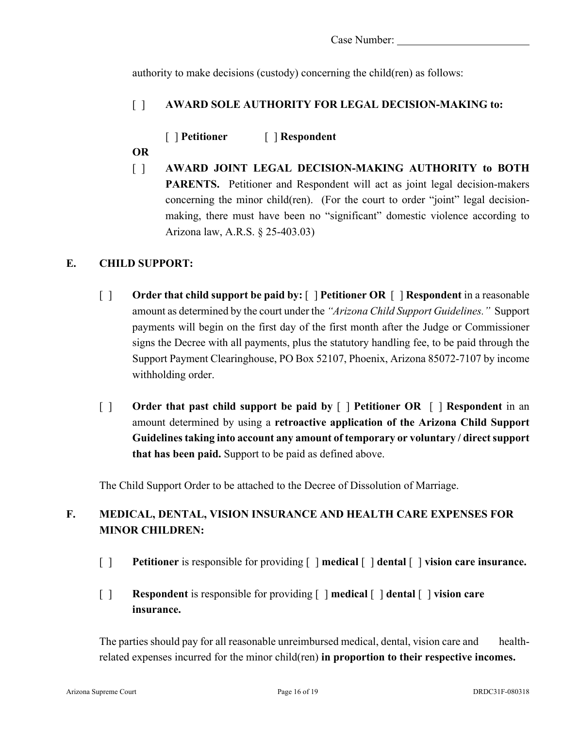Case Number: ________________________

authority to make decisions (custody) concerning the child(ren) as follows:

[ ] **AWARD SOLE AUTHORITY FOR LEGAL DECISION-MAKING to:**

[ ] **Petitioner** [ ] **Respondent**

**OR**

[ ] **AWARD JOINT LEGAL DECISION-MAKING AUTHORITY to BOTH PARENTS.** Petitioner and Respondent will act as joint legal decision-makers concerning the minor child(ren). (For the court to order "joint" legal decision-making, there must have been no "significant" domestic violence according to Arizona law, A.R.S. § 25-403.03)

## E. CHILD SUPPORT:

[ ] **Order that child support be paid by:** [ ] **Petitioner OR** [ ] **Respondent** in a reasonable amount as determined by the court under the *"Arizona Child Support Guidelines."* Support payments will begin on the first day of the first month after the Judge or Commissioner signs the Decree with all payments, plus the statutory handling fee, to be paid through the Support Payment Clearinghouse, PO Box 52107, Phoenix, Arizona 85072-7107 by income withholding order.

[ ] **Order that past child support be paid by** [ ] **Petitioner OR** [ ] **Respondent** in an amount determined by using a **retroactive application of the Arizona Child Support Guidelines taking into account any amount of temporary or voluntary / direct support that has been paid.** Support to be paid as defined above.

The Child Support Order to be attached to the Decree of Dissolution of Marriage.

## F. MEDICAL, DENTAL, VISION INSURANCE AND HEALTH CARE EXPENSES FOR MINOR CHILDREN:

[ ] **Petitioner** is responsible for providing [ ] **medical** [ ] **dental** [ ] **vision care insurance.**

[ ] **Respondent** is responsible for providing [ ] **medical** [ ] **dental** [ ] **vision care insurance.**

The parties should pay for all reasonable unreimbursed medical, dental, vision care and health-related expenses incurred for the minor child(ren) **in proportion to their respective incomes.**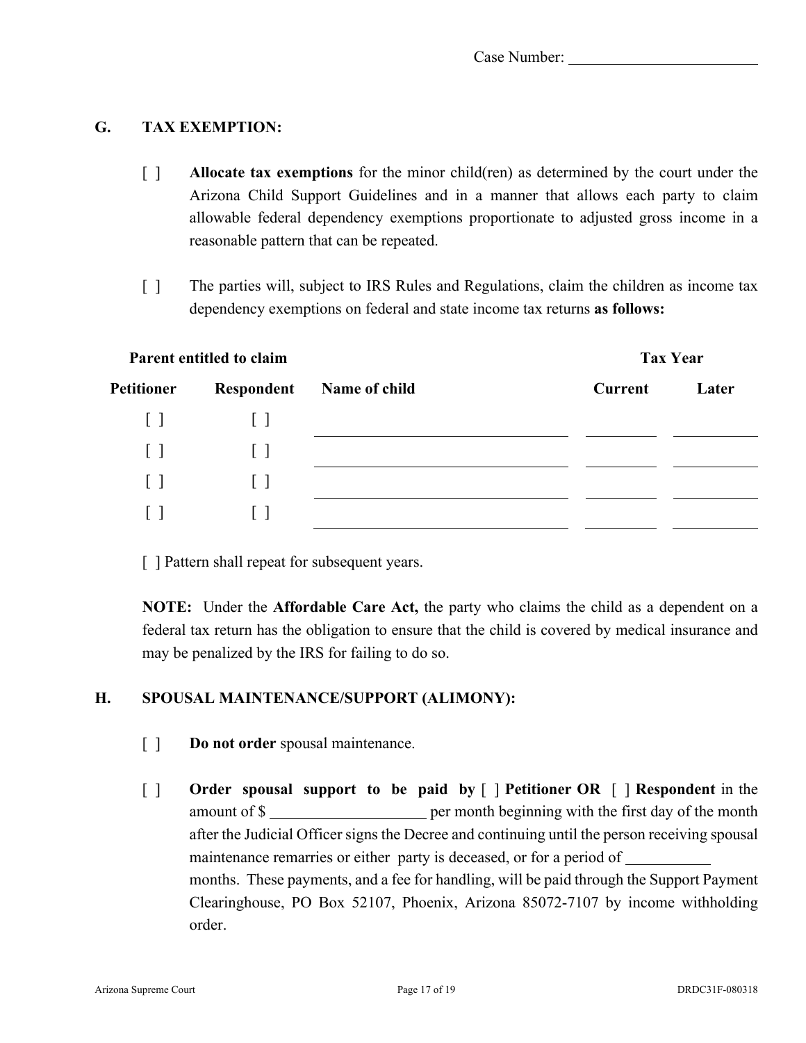Case Number: ______________________

## G. TAX EXEMPTION:

[ ] **Allocate tax exemptions** for the minor child(ren) as determined by the court under the Arizona Child Support Guidelines and in a manner that allows each party to claim allowable federal dependency exemptions proportionate to adjusted gross income in a reasonable pattern that can be repeated.

[ ] The parties will, subject to IRS Rules and Regulations, claim the children as income tax dependency exemptions on federal and state income tax returns **as follows:**

| **Parent entitled to claim** | | | **Tax Year** | |
|---|---|---|---|---|
| **Petitioner** | **Respondent** | **Name of child** | **Current** | **Later** |
| [ ] | [ ] | ______________________ | ________ | ________ |
| [ ] | [ ] | ______________________ | ________ | ________ |
| [ ] | [ ] | ______________________ | ________ | ________ |
| [ ] | [ ] | ______________________ | ________ | ________ |

[ ] Pattern shall repeat for subsequent years.

**NOTE:** Under the **Affordable Care Act,** the party who claims the child as a dependent on a federal tax return has the obligation to ensure that the child is covered by medical insurance and may be penalized by the IRS for failing to do so.

## H. SPOUSAL MAINTENANCE/SUPPORT (ALIMONY):

[ ] **Do not order** spousal maintenance.

[ ] **Order spousal support to be paid by** [ ] **Petitioner OR** [ ] **Respondent** in the amount of $ ____________________ per month beginning with the first day of the month after the Judicial Officer signs the Decree and continuing until the person receiving spousal maintenance remarries or either party is deceased, or for a period of ___________ months. These payments, and a fee for handling, will be paid through the Support Payment Clearinghouse, PO Box 52107, Phoenix, Arizona 85072-7107 by income withholding order.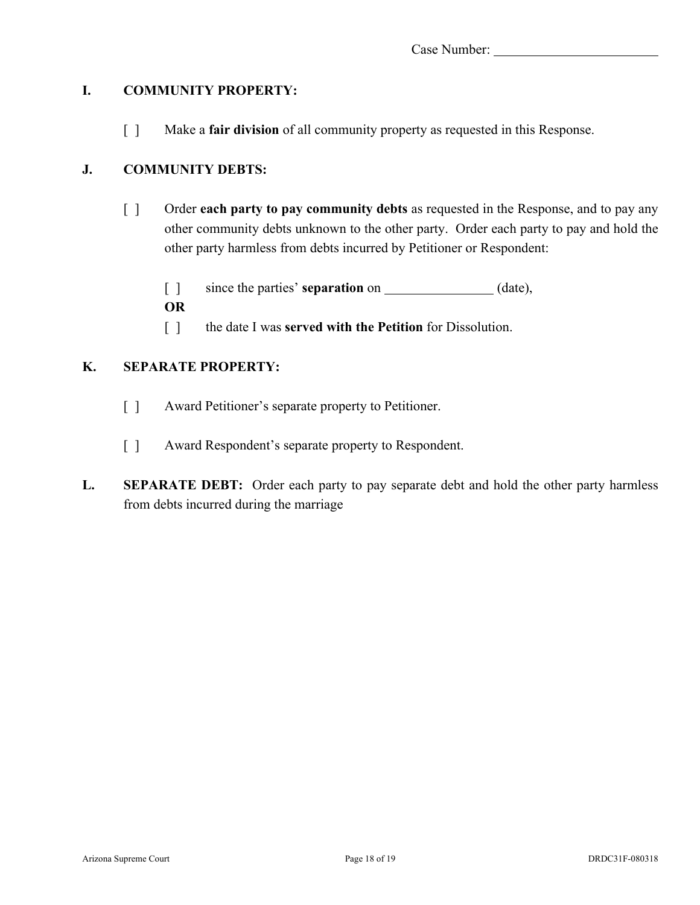Case Number: ________________________

## I. COMMUNITY PROPERTY:

[ ] Make a **fair division** of all community property as requested in this Response.

## J. COMMUNITY DEBTS:

[ ] Order **each party to pay community debts** as requested in the Response, and to pay any other community debts unknown to the other party. Order each party to pay and hold the other party harmless from debts incurred by Petitioner or Respondent:

[ ] since the parties' **separation** on ________________ (date),

**OR**

[ ] the date I was **served with the Petition** for Dissolution.

## K. SEPARATE PROPERTY:

[ ] Award Petitioner's separate property to Petitioner.

[ ] Award Respondent's separate property to Respondent.

## L. SEPARATE DEBT:

Order each party to pay separate debt and hold the other party harmless from debts incurred during the marriage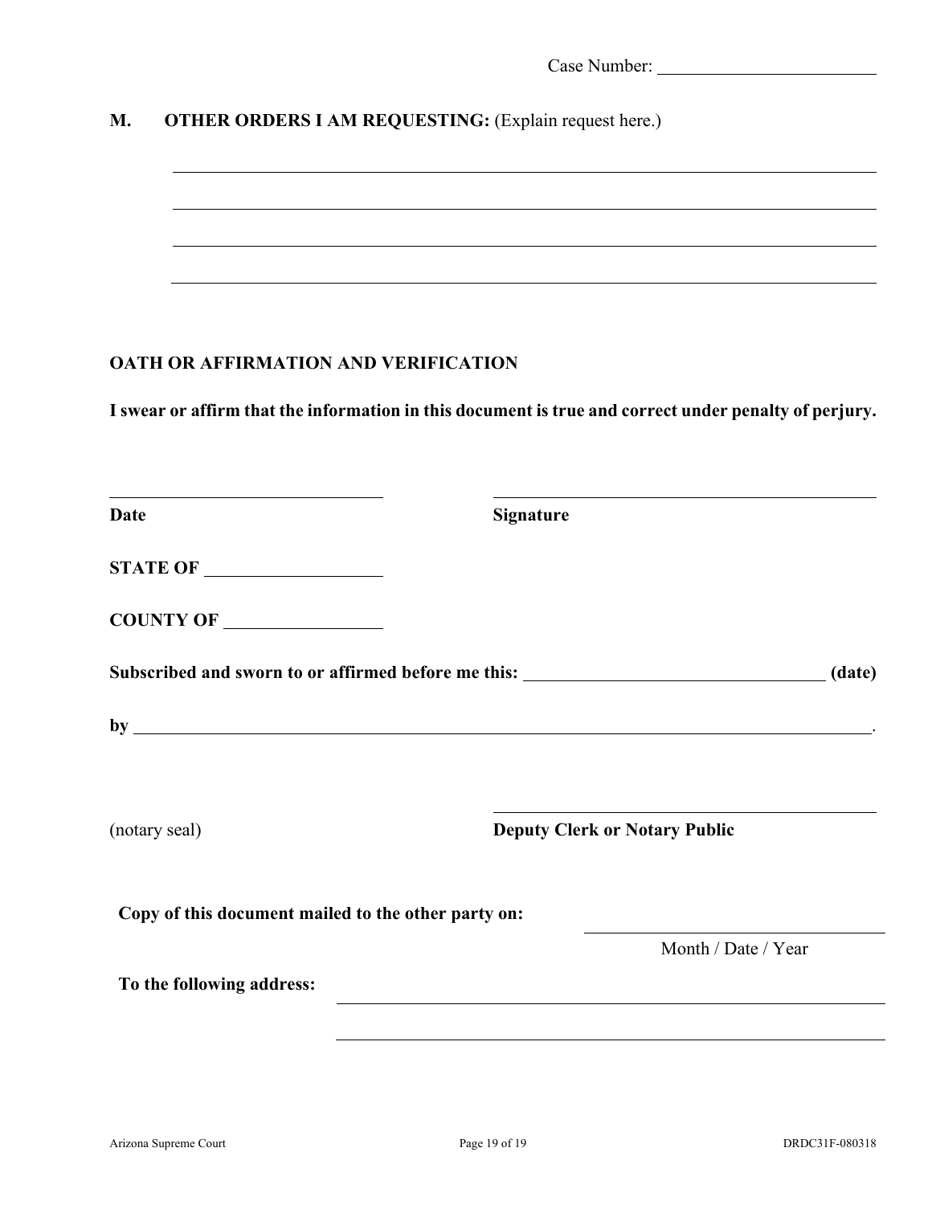Case Number: ________________________

**M. OTHER ORDERS I AM REQUESTING:** (Explain request here.)

________________________________________________________________________

________________________________________________________________________

________________________________________________________________________

________________________________________________________________________

**OATH OR AFFIRMATION AND VERIFICATION**

**I swear or affirm that the information in this document is true and correct under penalty of perjury.**

______________________________ ______________________________

**Date** **Signature**

**STATE OF** ____________________

**COUNTY OF** __________________

**Subscribed and sworn to or affirmed before me this:** ________________________ **(date)**

**by** ________________________________________________________________.

(notary seal) ______________________________

**Deputy Clerk or Notary Public**

**Copy of this document mailed to the other party on:** ______________________

Month / Date / Year

**To the following address:** ________________________________________________

________________________________________________

Arizona Supreme Court DRDC31F-080318